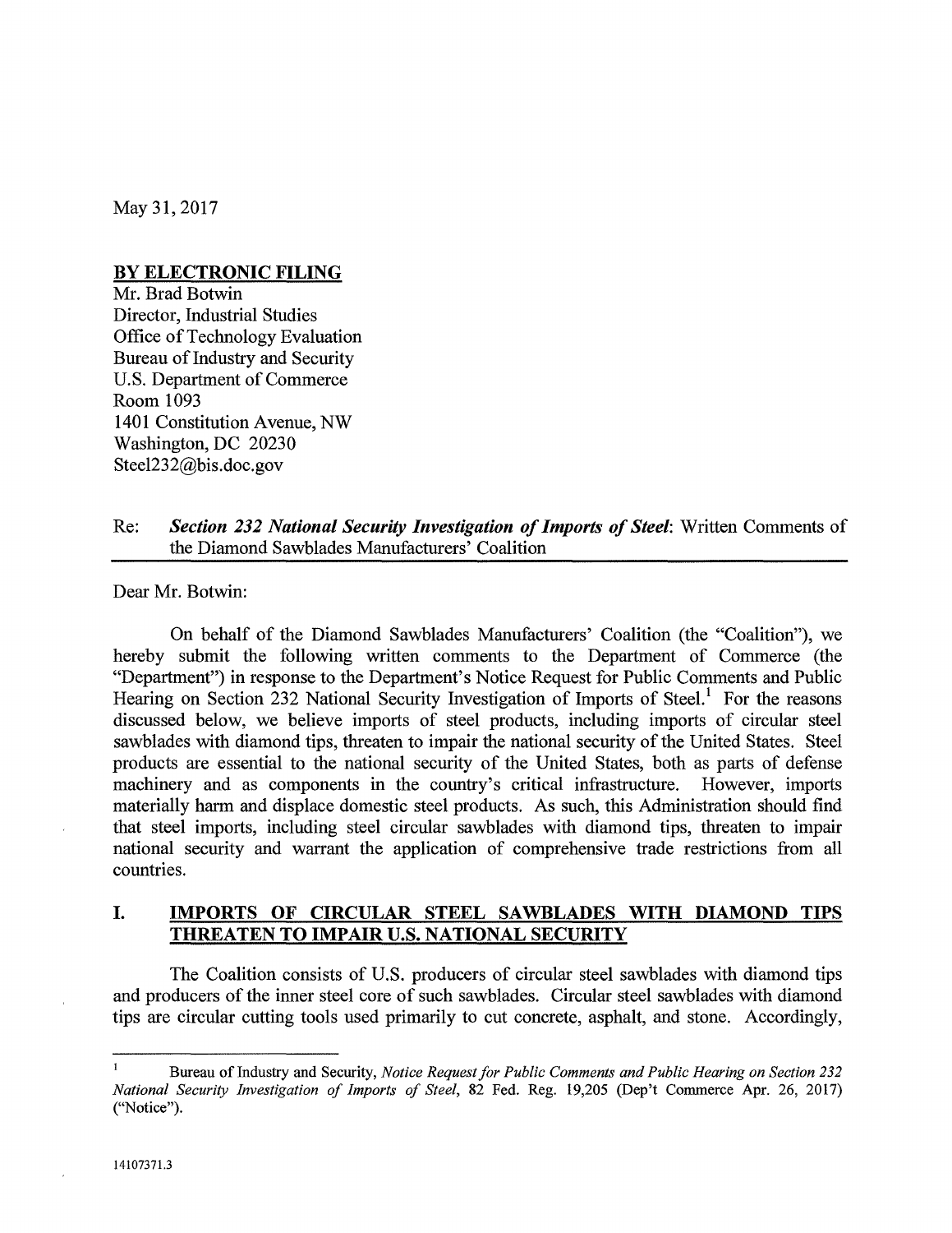May 31, 2017

**BY ELECTRONIC FILING**
Mr. Brad Botwin
Director, Industrial Studies
Office of Technology Evaluation
Bureau of Industry and Security
U.S. Department of Commerce
Room 1093
1401 Constitution Avenue, NW
Washington, DC 20230
Steel232@bis.doc.gov

Re: ***Section 232 National Security Investigation of Imports of Steel***: Written Comments of the Diamond Sawblades Manufacturers' Coalition

Dear Mr. Botwin:

On behalf of the Diamond Sawblades Manufacturers' Coalition (the "Coalition"), we hereby submit the following written comments to the Department of Commerce (the "Department") in response to the Department's Notice Request for Public Comments and Public Hearing on Section 232 National Security Investigation of Imports of Steel.[1] For the reasons discussed below, we believe imports of steel products, including imports of circular steel sawblades with diamond tips, threaten to impair the national security of the United States. Steel products are essential to the national security of the United States, both as parts of defense machinery and as components in the country's critical infrastructure. However, imports materially harm and displace domestic steel products. As such, this Administration should find that steel imports, including steel circular sawblades with diamond tips, threaten to impair national security and warrant the application of comprehensive trade restrictions from all countries.

## I. IMPORTS OF CIRCULAR STEEL SAWBLADES WITH DIAMOND TIPS THREATEN TO IMPAIR U.S. NATIONAL SECURITY

The Coalition consists of U.S. producers of circular steel sawblades with diamond tips and producers of the inner steel core of such sawblades. Circular steel sawblades with diamond tips are circular cutting tools used primarily to cut concrete, asphalt, and stone. Accordingly,

---

[1] Bureau of Industry and Security, *Notice Request for Public Comments and Public Hearing on Section 232 National Security Investigation of Imports of Steel*, 82 Fed. Reg. 19,205 (Dep't Commerce Apr. 26, 2017) ("Notice").

14107371.3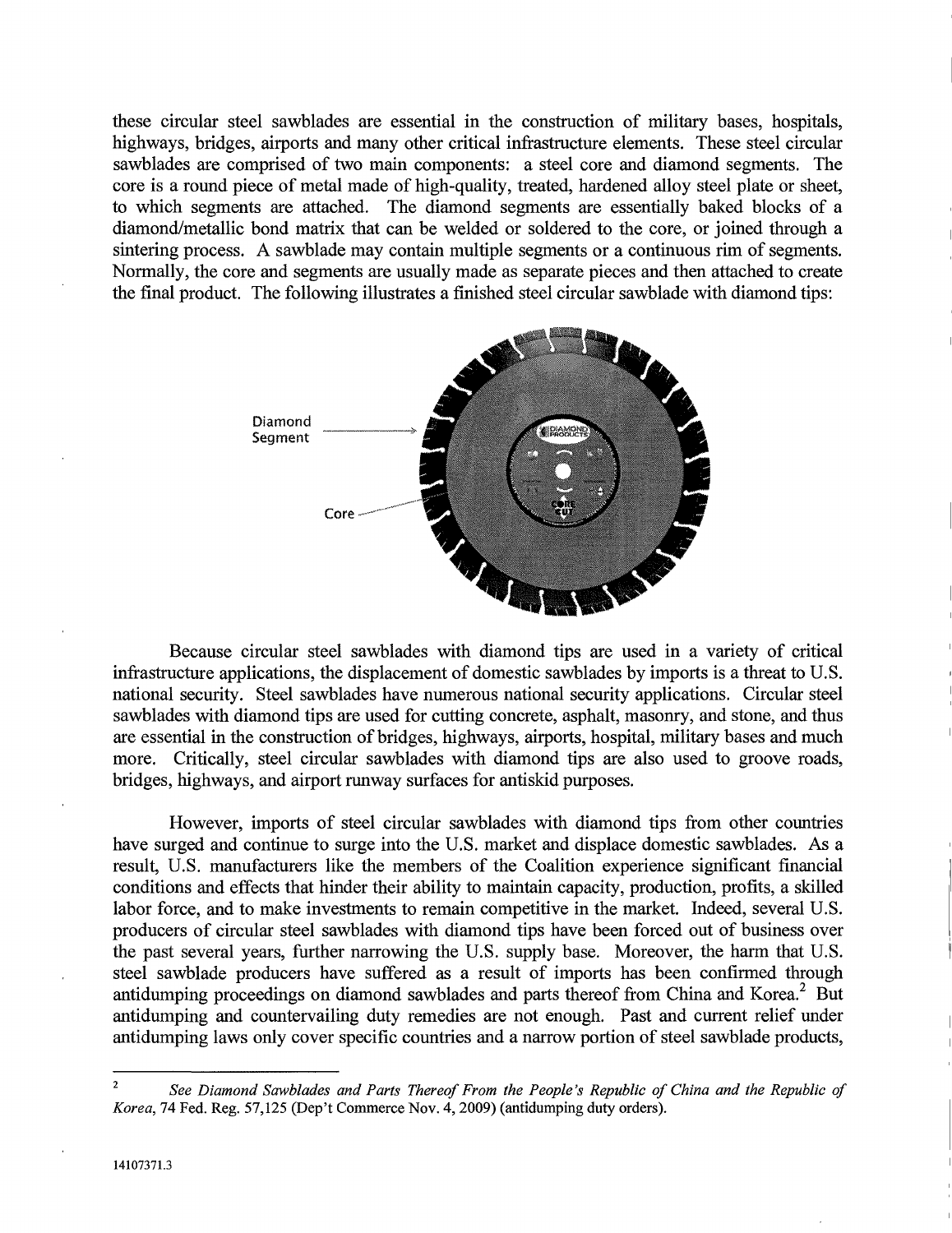these circular steel sawblades are essential in the construction of military bases, hospitals, highways, bridges, airports and many other critical infrastructure elements. These steel circular sawblades are comprised of two main components: a steel core and diamond segments. The core is a round piece of metal made of high-quality, treated, hardened alloy steel plate or sheet, to which segments are attached. The diamond segments are essentially baked blocks of a diamond/metallic bond matrix that can be welded or soldered to the core, or joined through a sintering process. A sawblade may contain multiple segments or a continuous rim of segments. Normally, the core and segments are usually made as separate pieces and then attached to create the final product. The following illustrates a finished steel circular sawblade with diamond tips:

Diamond Segment

Core

Because circular steel sawblades with diamond tips are used in a variety of critical infrastructure applications, the displacement of domestic sawblades by imports is a threat to U.S. national security. Steel sawblades have numerous national security applications. Circular steel sawblades with diamond tips are used for cutting concrete, asphalt, masonry, and stone, and thus are essential in the construction of bridges, highways, airports, hospital, military bases and much more. Critically, steel circular sawblades with diamond tips are also used to groove roads, bridges, highways, and airport runway surfaces for antiskid purposes.

However, imports of steel circular sawblades with diamond tips from other countries have surged and continue to surge into the U.S. market and displace domestic sawblades. As a result, U.S. manufacturers like the members of the Coalition experience significant financial conditions and effects that hinder their ability to maintain capacity, production, profits, a skilled labor force, and to make investments to remain competitive in the market. Indeed, several U.S. producers of circular steel sawblades with diamond tips have been forced out of business over the past several years, further narrowing the U.S. supply base. Moreover, the harm that U.S. steel sawblade producers have suffered as a result of imports has been confirmed through antidumping proceedings on diamond sawblades and parts thereof from China and Korea.[2] But antidumping and countervailing duty remedies are not enough. Past and current relief under antidumping laws only cover specific countries and a narrow portion of steel sawblade products,

---

[2] *See Diamond Sawblades and Parts Thereof From the People's Republic of China and the Republic of Korea*, 74 Fed. Reg. 57,125 (Dep't Commerce Nov. 4, 2009) (antidumping duty orders).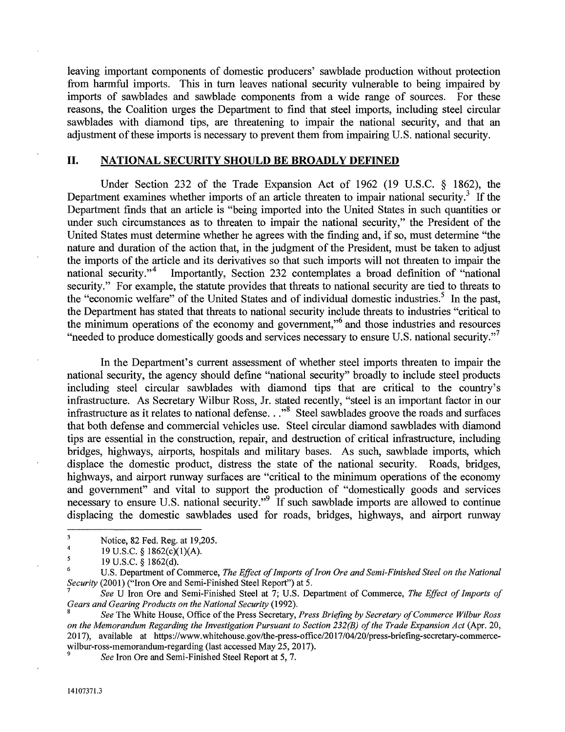leaving important components of domestic producers' sawblade production without protection from harmful imports. This in turn leaves national security vulnerable to being impaired by imports of sawblades and sawblade components from a wide range of sources. For these reasons, the Coalition urges the Department to find that steel imports, including steel circular sawblades with diamond tips, are threatening to impair the national security, and that an adjustment of these imports is necessary to prevent them from impairing U.S. national security.

## II. NATIONAL SECURITY SHOULD BE BROADLY DEFINED

Under Section 232 of the Trade Expansion Act of 1962 (19 U.S.C. § 1862), the Department examines whether imports of an article threaten to impair national security.[3] If the Department finds that an article is "being imported into the United States in such quantities or under such circumstances as to threaten to impair the national security," the President of the United States must determine whether he agrees with the finding and, if so, must determine "the nature and duration of the action that, in the judgment of the President, must be taken to adjust the imports of the article and its derivatives so that such imports will not threaten to impair the national security."[4] Importantly, Section 232 contemplates a broad definition of "national security." For example, the statute provides that threats to national security are tied to threats to the "economic welfare" of the United States and of individual domestic industries.[5] In the past, the Department has stated that threats to national security include threats to industries "critical to the minimum operations of the economy and government,"[6] and those industries and resources "needed to produce domestically goods and services necessary to ensure U.S. national security."[7]

In the Department's current assessment of whether steel imports threaten to impair the national security, the agency should define "national security" broadly to include steel products including steel circular sawblades with diamond tips that are critical to the country's infrastructure. As Secretary Wilbur Ross, Jr. stated recently, "steel is an important factor in our infrastructure as it relates to national defense. . ."[8] Steel sawblades groove the roads and surfaces that both defense and commercial vehicles use. Steel circular diamond sawblades with diamond tips are essential in the construction, repair, and destruction of critical infrastructure, including bridges, highways, airports, hospitals and military bases. As such, sawblade imports, which displace the domestic product, distress the state of the national security. Roads, bridges, highways, and airport runway surfaces are "critical to the minimum operations of the economy and government" and vital to support the production of "domestically goods and services necessary to ensure U.S. national security."[9] If such sawblade imports are allowed to continue displacing the domestic sawblades used for roads, bridges, highways, and airport runway

---

[3] Notice, 82 Fed. Reg. at 19,205.

[4] 19 U.S.C. § 1862(c)(1)(A).

[5] 19 U.S.C. § 1862(d).

[6] U.S. Department of Commerce, *The Effect of Imports of Iron Ore and Semi-Finished Steel on the National Security* (2001) ("Iron Ore and Semi-Finished Steel Report") at 5.

[7] *See* U Iron Ore and Semi-Finished Steel at 7; U.S. Department of Commerce, *The Effect of Imports of Gears and Gearing Products on the National Security* (1992).

[8] *See* The White House, Office of the Press Secretary, *Press Briefing by Secretary of Commerce Wilbur Ross on the Memorandum Regarding the Investigation Pursuant to Section 232(B) of the Trade Expansion Act* (Apr. 20, 2017), available at https://www.whitehouse.gov/the-press-office/2017/04/20/press-briefing-secretary-commerce-wilbur-ross-memorandum-regarding (last accessed May 25, 2017).

[9] *See* Iron Ore and Semi-Finished Steel Report at 5, 7.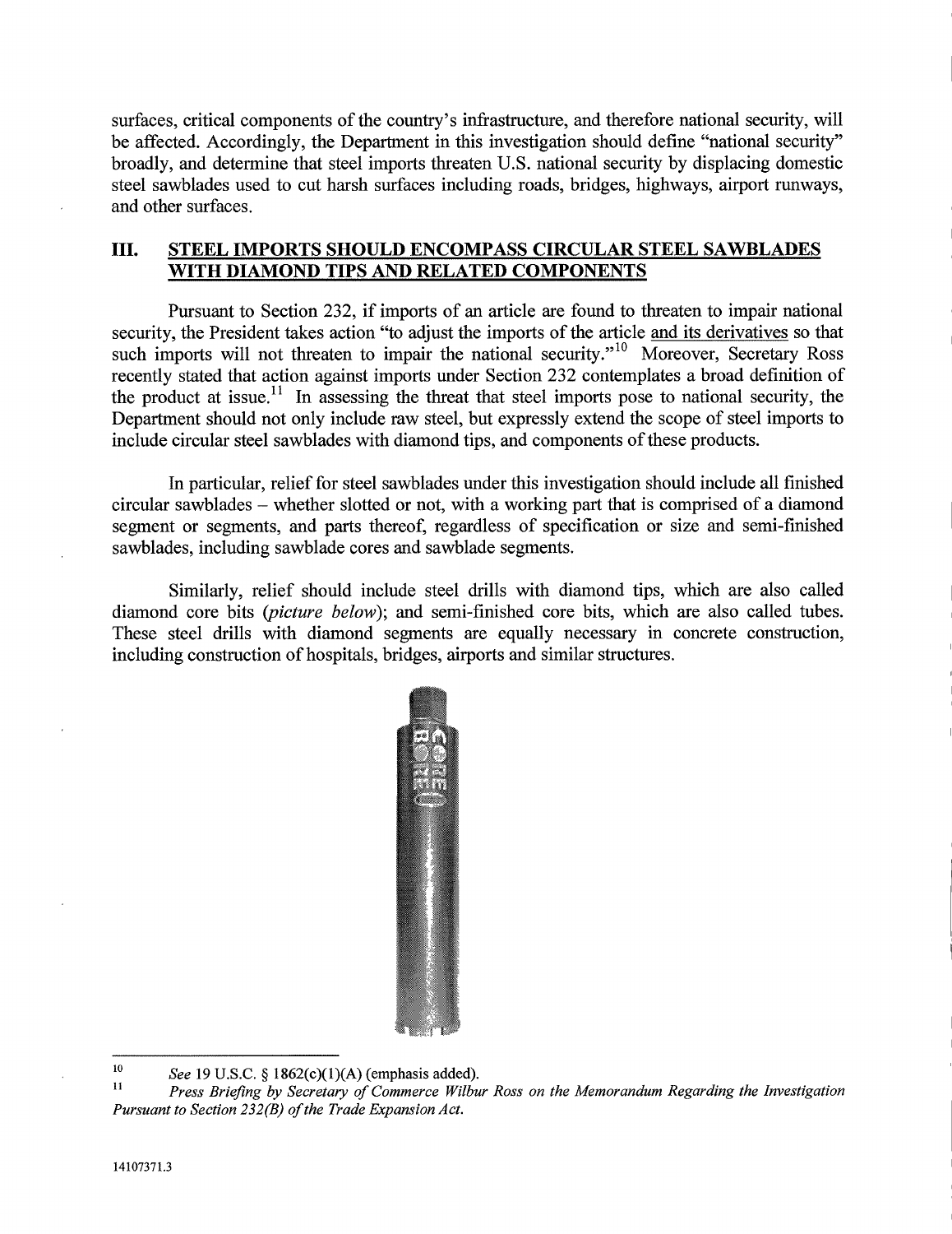surfaces, critical components of the country's infrastructure, and therefore national security, will be affected. Accordingly, the Department in this investigation should define "national security" broadly, and determine that steel imports threaten U.S. national security by displacing domestic steel sawblades used to cut harsh surfaces including roads, bridges, highways, airport runways, and other surfaces.

## III. STEEL IMPORTS SHOULD ENCOMPASS CIRCULAR STEEL SAWBLADES WITH DIAMOND TIPS AND RELATED COMPONENTS

Pursuant to Section 232, if imports of an article are found to threaten to impair national security, the President takes action "to adjust the imports of the article and its derivatives so that such imports will not threaten to impair the national security."[10] Moreover, Secretary Ross recently stated that action against imports under Section 232 contemplates a broad definition of the product at issue.[11] In assessing the threat that steel imports pose to national security, the Department should not only include raw steel, but expressly extend the scope of steel imports to include circular steel sawblades with diamond tips, and components of these products.

In particular, relief for steel sawblades under this investigation should include all finished circular sawblades – whether slotted or not, with a working part that is comprised of a diamond segment or segments, and parts thereof, regardless of specification or size and semi-finished sawblades, including sawblade cores and sawblade segments.

Similarly, relief should include steel drills with diamond tips, which are also called diamond core bits (*picture below*); and semi-finished core bits, which are also called tubes. These steel drills with diamond segments are equally necessary in concrete construction, including construction of hospitals, bridges, airports and similar structures.

---

[10] *See* 19 U.S.C. § 1862(c)(1)(A) (emphasis added).

[11] *Press Briefing by Secretary of Commerce Wilbur Ross on the Memorandum Regarding the Investigation Pursuant to Section 232(B) of the Trade Expansion Act.*

14107371.3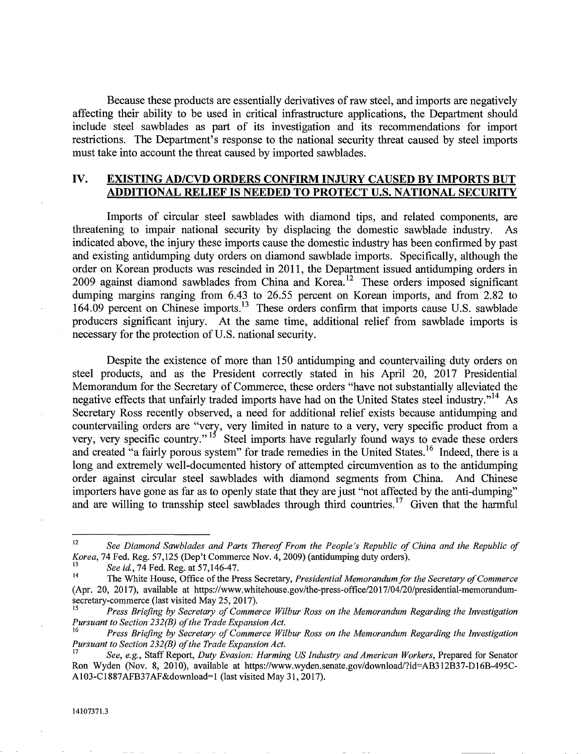Because these products are essentially derivatives of raw steel, and imports are negatively affecting their ability to be used in critical infrastructure applications, the Department should include steel sawblades as part of its investigation and its recommendations for import restrictions. The Department's response to the national security threat caused by steel imports must take into account the threat caused by imported sawblades.

## IV. EXISTING AD/CVD ORDERS CONFIRM INJURY CAUSED BY IMPORTS BUT ADDITIONAL RELIEF IS NEEDED TO PROTECT U.S. NATIONAL SECURITY

Imports of circular steel sawblades with diamond tips, and related components, are threatening to impair national security by displacing the domestic sawblade industry. As indicated above, the injury these imports cause the domestic industry has been confirmed by past and existing antidumping duty orders on diamond sawblade imports. Specifically, although the order on Korean products was rescinded in 2011, the Department issued antidumping orders in 2009 against diamond sawblades from China and Korea.[12] These orders imposed significant dumping margins ranging from 6.43 to 26.55 percent on Korean imports, and from 2.82 to 164.09 percent on Chinese imports.[13] These orders confirm that imports cause U.S. sawblade producers significant injury. At the same time, additional relief from sawblade imports is necessary for the protection of U.S. national security.

Despite the existence of more than 150 antidumping and countervailing duty orders on steel products, and as the President correctly stated in his April 20, 2017 Presidential Memorandum for the Secretary of Commerce, these orders "have not substantially alleviated the negative effects that unfairly traded imports have had on the United States steel industry."[14] As Secretary Ross recently observed, a need for additional relief exists because antidumping and countervailing orders are "very, very limited in nature to a very, very specific product from a very, very specific country."[15] Steel imports have regularly found ways to evade these orders and created "a fairly porous system" for trade remedies in the United States.[16] Indeed, there is a long and extremely well-documented history of attempted circumvention as to the antidumping order against circular steel sawblades with diamond segments from China. And Chinese importers have gone as far as to openly state that they are just "not affected by the anti-dumping" and are willing to transship steel sawblades through third countries.[17] Given that the harmful

---

[12] *See Diamond Sawblades and Parts Thereof From the People's Republic of China and the Republic of Korea*, 74 Fed. Reg. 57,125 (Dep't Commerce Nov. 4, 2009) (antidumping duty orders).

[13] *See id.*, 74 Fed. Reg. at 57,146-47.

[14] The White House, Office of the Press Secretary, *Presidential Memorandum for the Secretary of Commerce* (Apr. 20, 2017), available at https://www.whitehouse.gov/the-press-office/2017/04/20/presidential-memorandum-secretary-commerce (last visited May 25, 2017).

[15] *Press Briefing by Secretary of Commerce Wilbur Ross on the Memorandum Regarding the Investigation Pursuant to Section 232(B) of the Trade Expansion Act.*

[16] *Press Briefing by Secretary of Commerce Wilbur Ross on the Memorandum Regarding the Investigation Pursuant to Section 232(B) of the Trade Expansion Act.*

[17] *See, e.g.*, Staff Report, *Duty Evasion: Harming US Industry and American Workers*, Prepared for Senator Ron Wyden (Nov. 8, 2010), available at https://www.wyden.senate.gov/download/?id=AB312B37-D16B-495C-A103-C1887AFB37AF&download=1 (last visited May 31, 2017).

14107371.3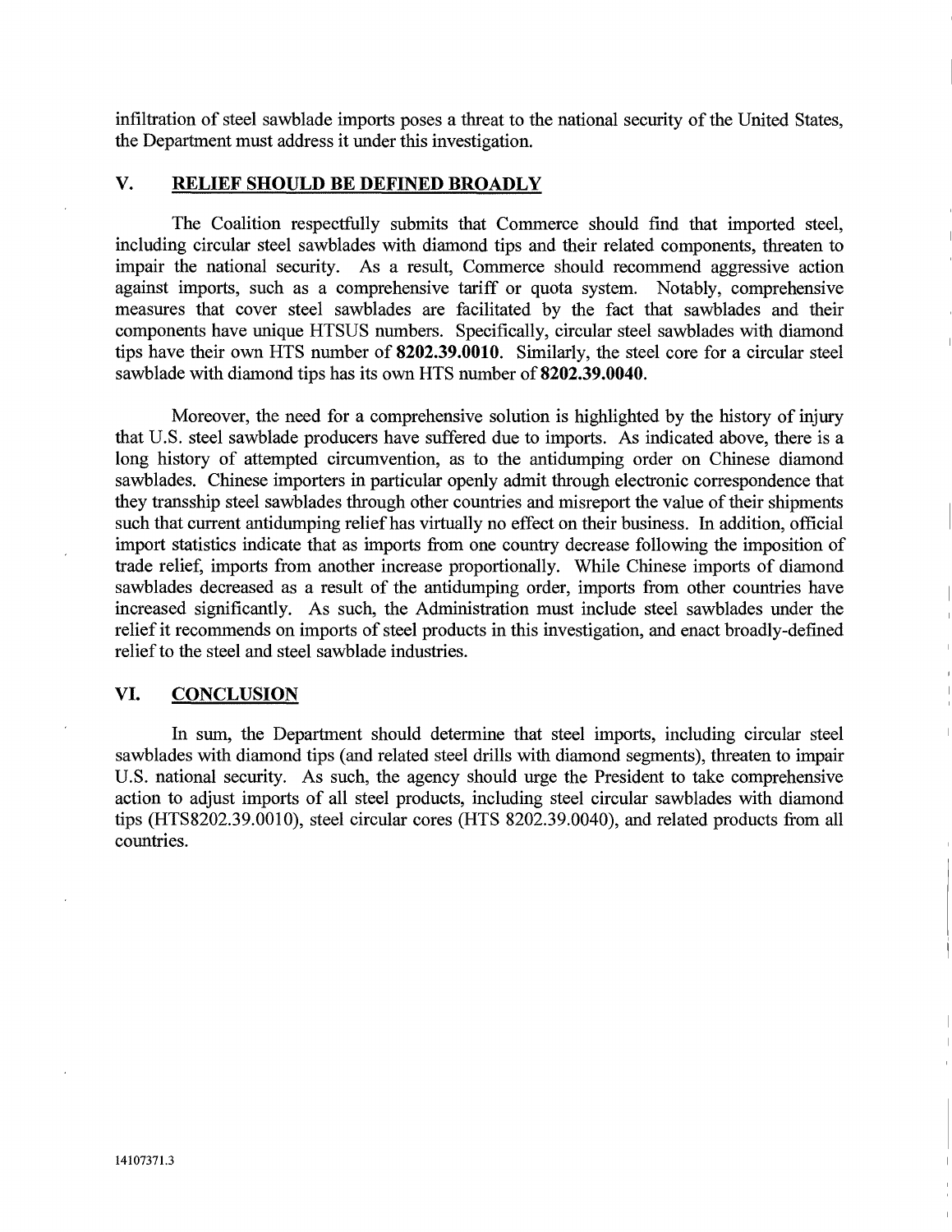infiltration of steel sawblade imports poses a threat to the national security of the United States, the Department must address it under this investigation.

## V. RELIEF SHOULD BE DEFINED BROADLY

The Coalition respectfully submits that Commerce should find that imported steel, including circular steel sawblades with diamond tips and their related components, threaten to impair the national security. As a result, Commerce should recommend aggressive action against imports, such as a comprehensive tariff or quota system. Notably, comprehensive measures that cover steel sawblades are facilitated by the fact that sawblades and their components have unique HTSUS numbers. Specifically, circular steel sawblades with diamond tips have their own HTS number of **8202.39.0010**. Similarly, the steel core for a circular steel sawblade with diamond tips has its own HTS number of **8202.39.0040**.

Moreover, the need for a comprehensive solution is highlighted by the history of injury that U.S. steel sawblade producers have suffered due to imports. As indicated above, there is a long history of attempted circumvention, as to the antidumping order on Chinese diamond sawblades. Chinese importers in particular openly admit through electronic correspondence that they transship steel sawblades through other countries and misreport the value of their shipments such that current antidumping relief has virtually no effect on their business. In addition, official import statistics indicate that as imports from one country decrease following the imposition of trade relief, imports from another increase proportionally. While Chinese imports of diamond sawblades decreased as a result of the antidumping order, imports from other countries have increased significantly. As such, the Administration must include steel sawblades under the relief it recommends on imports of steel products in this investigation, and enact broadly-defined relief to the steel and steel sawblade industries.

## VI. CONCLUSION

In sum, the Department should determine that steel imports, including circular steel sawblades with diamond tips (and related steel drills with diamond segments), threaten to impair U.S. national security. As such, the agency should urge the President to take comprehensive action to adjust imports of all steel products, including steel circular sawblades with diamond tips (HTS8202.39.0010), steel circular cores (HTS 8202.39.0040), and related products from all countries.

14107371.3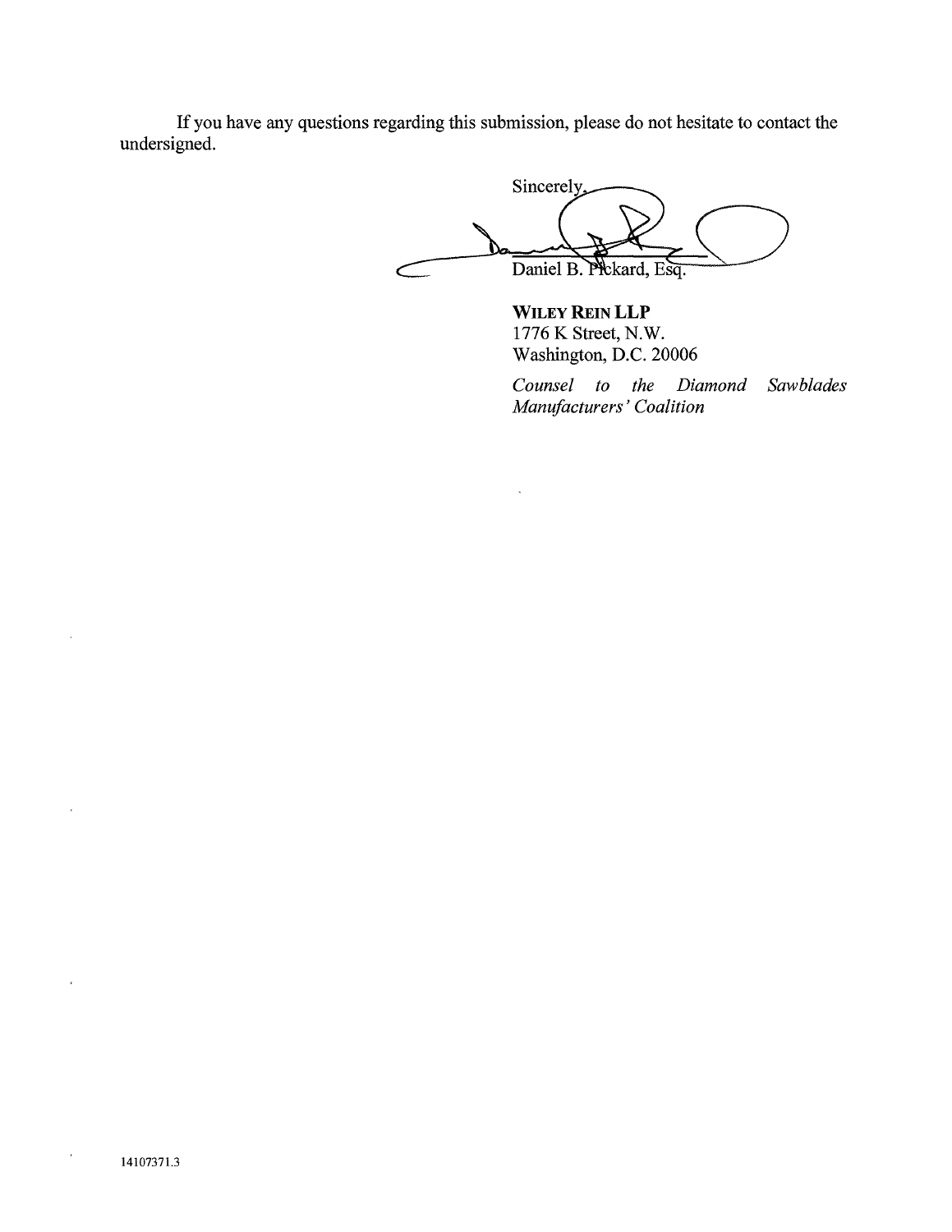If you have any questions regarding this submission, please do not hesitate to contact the undersigned.

Sincerely,

Daniel B. Pickard, Esq.

**WILEY REIN LLP**
1776 K Street, N.W.
Washington, D.C. 20006

*Counsel to the Diamond Sawblades Manufacturers' Coalition*

14107371.3